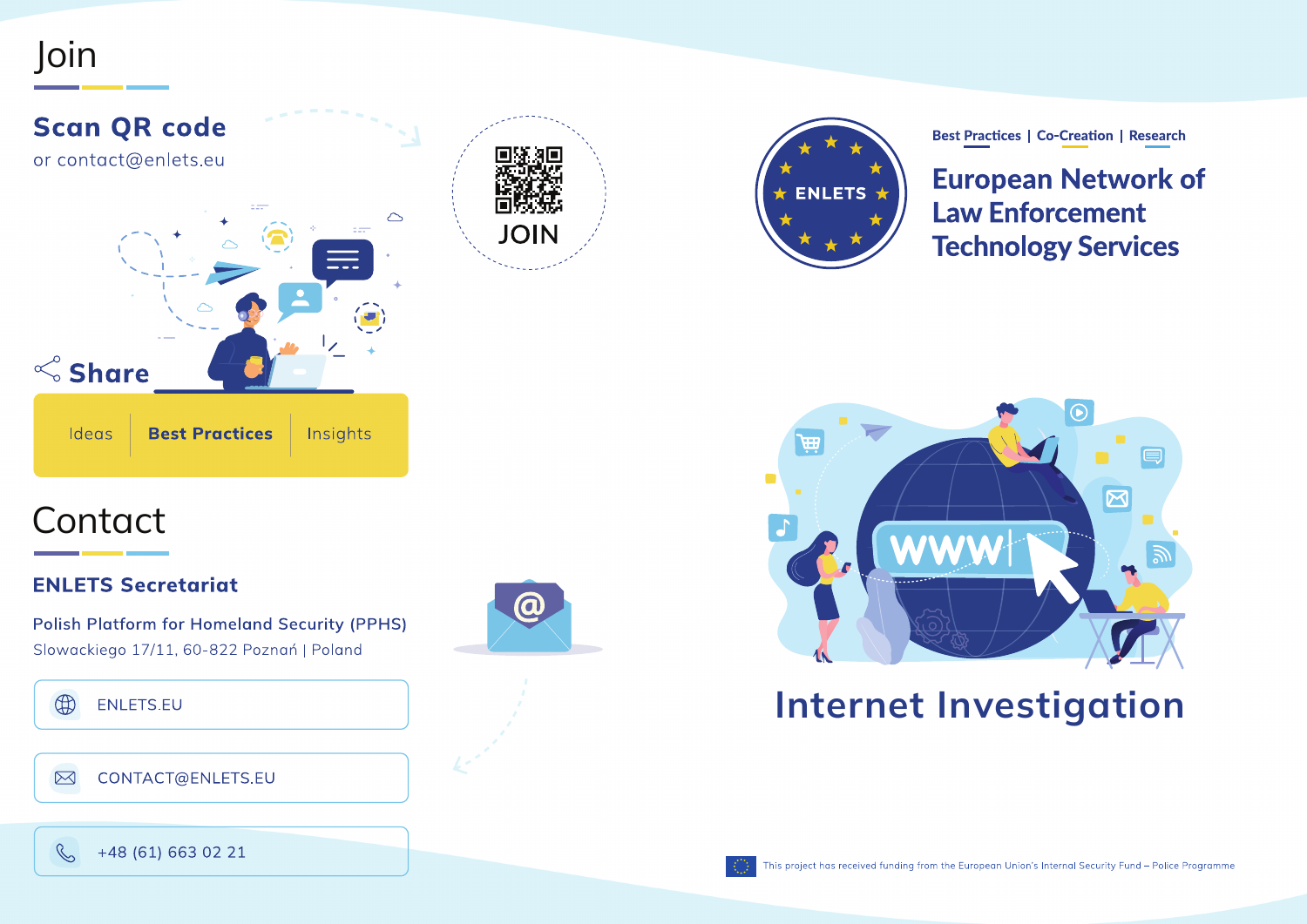# Join

## Scan QR code

or contact@enlets.eu

JOIN

## Share

Ideas | **Best Practices** | Insights

# Contact

## ENLETS Secretariat

Polish Platform for Homeland Security (PPHS)

Slowackiego 17/11, 60-822 Poznań | Poland

ENLETS.EU

CONTACT@ENLETS.EU

+48 (61) 663 02 21

ENLETS

Best Practices | Co-Creation | Research

# European Network of Law Enforcement Technology Services

WWW

# Internet Investigation

This project has received funding from the European Union's Internal Security Fund – Police Programme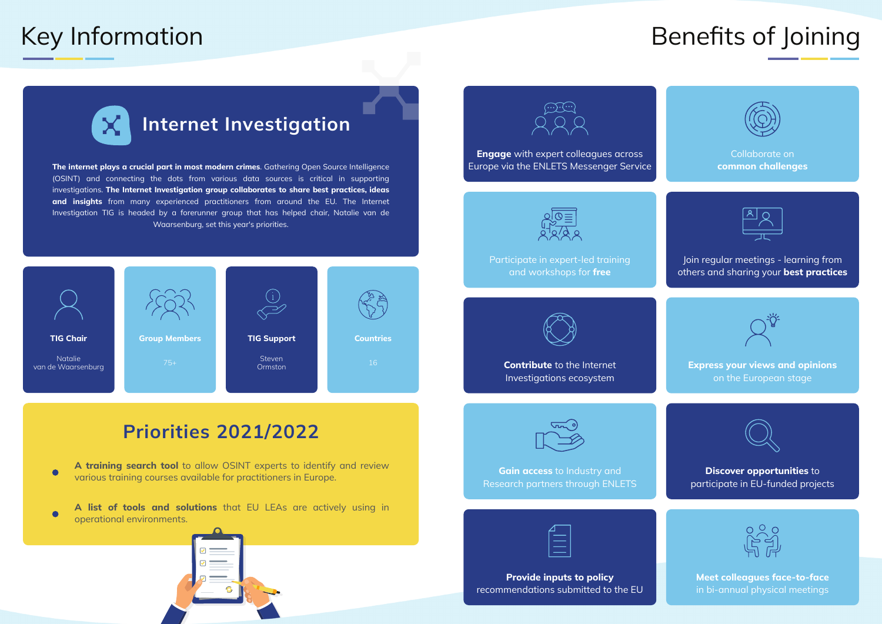# Key Information

## Internet Investigation

**The internet plays a crucial part in most modern crimes.** Gathering Open Source Intelligence (OSINT) and connecting the dots from various data sources is critical in supporting investigations. **The Internet Investigation group collaborates to share best practices, ideas and insights** from many experienced practitioners from around the EU. The Internet Investigation TIG is headed by a forerunner group that has helped chair, Natalie van de Waarsenburg, set this year's priorities.

**TIG Chair**
Natalie van de Waarsenburg

**Group Members**
75+

**TIG Support**
Steven Ormston

**Countries**
16

## Priorities 2021/2022

- **A training search tool** to allow OSINT experts to identify and review various training courses available for practitioners in Europe.
- **A list of tools and solutions** that EU LEAs are actively using in operational environments.

# Benefits of Joining

- **Engage** with expert colleagues across Europe via the ENLETS Messenger Service
- Collaborate on **common challenges**
- Participate in expert-led training and workshops for **free**
- Join regular meetings - learning from others and sharing your **best practices**
- **Contribute** to the Internet Investigations ecosystem
- **Express your views and opinions** on the European stage
- **Gain access** to Industry and Research partners through ENLETS
- **Discover opportunities** to participate in EU-funded projects
- **Provide inputs to policy** recommendations submitted to the EU
- **Meet colleagues face-to-face** in bi-annual physical meetings